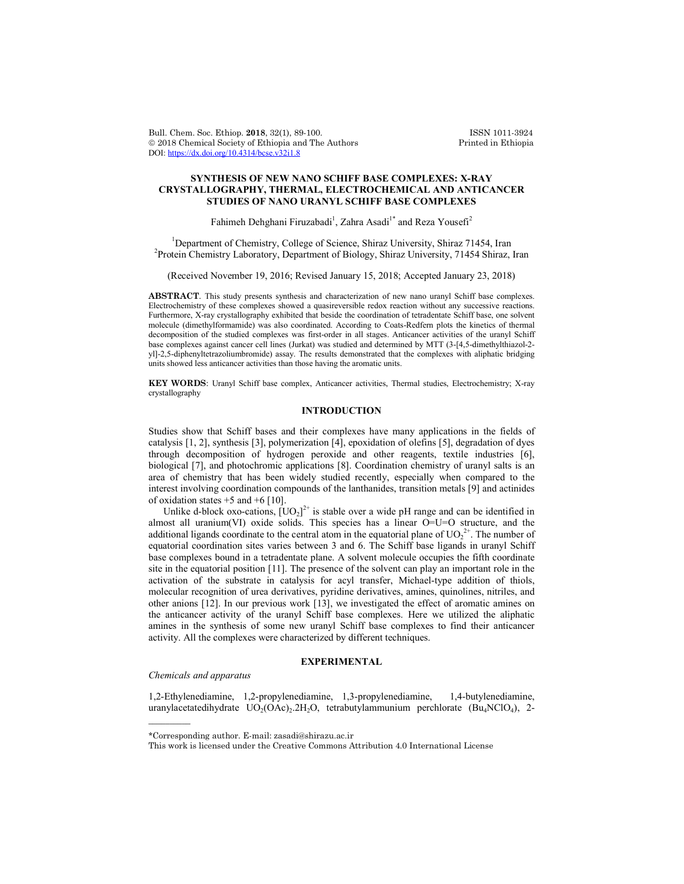# SYNTHESIS OF NEW NANO SCHIFF BASE COMPLEXES: X-RAY CRYSTALLOGRAPHY, THERMAL, ELECTROCHEMICAL AND ANTICANCER STUDIES OF NANO URANYL SCHIFF BASE COMPLEXES

Fahimeh Dehghani Firuzabadi[1], Zahra Asadi[1*] and Reza Yousefi[2]

[1]Department of Chemistry, College of Science, Shiraz University, Shiraz 71454, Iran
[2]Protein Chemistry Laboratory, Department of Biology, Shiraz University, 71454 Shiraz, Iran

(Received November 19, 2016; Revised January 15, 2018; Accepted January 23, 2018)

**ABSTRACT**. This study presents synthesis and characterization of new nano uranyl Schiff base complexes. Electrochemistry of these complexes showed a quasireversible redox reaction without any successive reactions. Furthermore, X-ray crystallography exhibited that beside the coordination of tetradentate Schiff base, one solvent molecule (dimethylformamide) was also coordinated. According to Coats-Redfern plots the kinetics of thermal decomposition of the studied complexes was first-order in all stages. Anticancer activities of the uranyl Schiff base complexes against cancer cell lines (Jurkat) was studied and determined by MTT (3-[4,5-dimethylthiazol-2-yl]-2,5-diphenyltetrazoliumbromide) assay. The results demonstrated that the complexes with aliphatic bridging units showed less anticancer activities than those having the aromatic units.

**KEY WORDS**: Uranyl Schiff base complex, Anticancer activities, Thermal studies, Electrochemistry; X-ray crystallography

## INTRODUCTION

Studies show that Schiff bases and their complexes have many applications in the fields of catalysis [1, 2], synthesis [3], polymerization [4], epoxidation of olefins [5], degradation of dyes through decomposition of hydrogen peroxide and other reagents, textile industries [6], biological [7], and photochromic applications [8]. Coordination chemistry of uranyl salts is an area of chemistry that has been widely studied recently, especially when compared to the interest involving coordination compounds of the lanthanides, transition metals [9] and actinides of oxidation states +5 and +6 [10].

Unlike d-block oxo-cations, $[UO_2]^{2+}$ is stable over a wide pH range and can be identified in almost all uranium(VI) oxide solids. This species has a linear O=U=O structure, and the additional ligands coordinate to the central atom in the equatorial plane of $UO_2^{2+}$. The number of equatorial coordination sites varies between 3 and 6. The Schiff base ligands in uranyl Schiff base complexes bound in a tetradentate plane. A solvent molecule occupies the fifth coordinate site in the equatorial position [11]. The presence of the solvent can play an important role in the activation of the substrate in catalysis for acyl transfer, Michael-type addition of thiols, molecular recognition of urea derivatives, pyridine derivatives, amines, quinolines, nitriles, and other anions [12]. In our previous work [13], we investigated the effect of aromatic amines on the anticancer activity of the uranyl Schiff base complexes. Here we utilized the aliphatic amines in the synthesis of some new uranyl Schiff base complexes to find their anticancer activity. All the complexes were characterized by different techniques.

## EXPERIMENTAL

*Chemicals and apparatus*

1,2-Ethylenediamine, 1,2-propylenediamine, 1,3-propylenediamine, 1,4-butylenediamine, uranylacetatedihydrate $UO_2(OAc)_2.2H_2O$, tetrabutylammunium perchlorate ($Bu_4NClO_4$), 2-

*Corresponding author. E-mail: zasadi@shirazu.ac.ir

This work is licensed under the Creative Commons Attribution 4.0 International License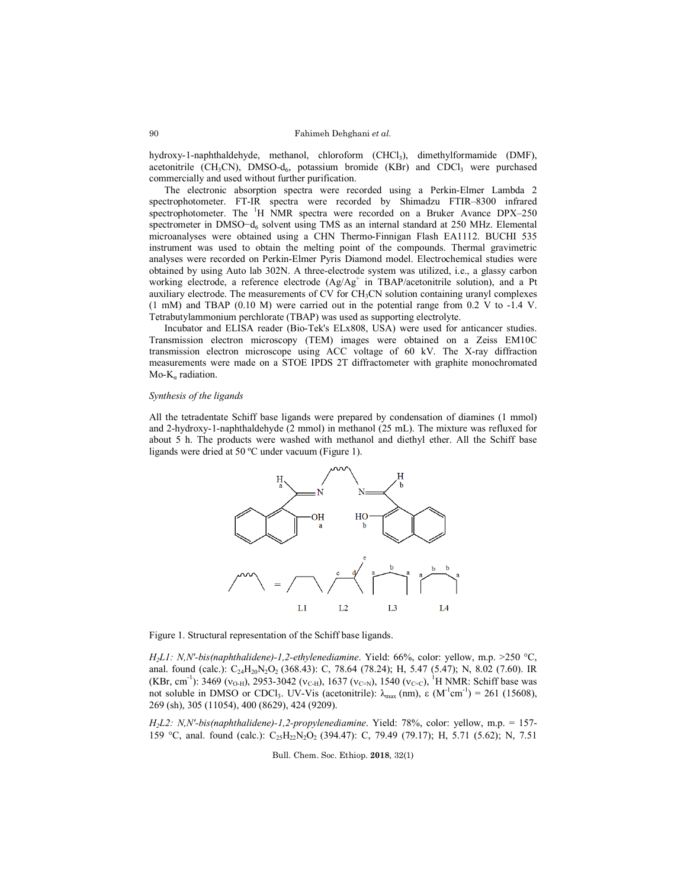hydroxy-1-naphthaldehyde, methanol, chloroform ($CHCl_3$), dimethylformamide (DMF), acetonitrile ($CH_3CN$), DMSO-$d_6$, potassium bromide (KBr) and $CDCl_3$ were purchased commercially and used without further purification.

The electronic absorption spectra were recorded using a Perkin-Elmer Lambda 2 spectrophotometer. FT-IR spectra were recorded by Shimadzu FTIR–8300 infrared spectrophotometer. The $^1$H NMR spectra were recorded on a Bruker Avance DPX–250 spectrometer in DMSO–$d_6$ solvent using TMS as an internal standard at 250 MHz. Elemental microanalyses were obtained using a CHN Thermo-Finnigan Flash EA1112. BUCHI 535 instrument was used to obtain the melting point of the compounds. Thermal gravimetric analyses were recorded on Perkin-Elmer Pyris Diamond model. Electrochemical studies were obtained by using Auto lab 302N. A three-electrode system was utilized, i.e., a glassy carbon working electrode, a reference electrode ($Ag/Ag^+$ in TBAP/acetonitrile solution), and a Pt auxiliary electrode. The measurements of CV for $CH_3CN$ solution containing uranyl complexes (1 mM) and TBAP (0.10 M) were carried out in the potential range from 0.2 V to -1.4 V. Tetrabutylammonium perchlorate (TBAP) was used as supporting electrolyte.

Incubator and ELISA reader (Bio-Tek's ELx808, USA) were used for anticancer studies. Transmission electron microscopy (TEM) images were obtained on a Zeiss EM10C transmission electron microscope using ACC voltage of 60 kV. The X-ray diffraction measurements were made on a STOE IPDS 2T diffractometer with graphite monochromated Mo-$K_\alpha$ radiation.

*Synthesis of the ligands*

All the tetradentate Schiff base ligands were prepared by condensation of diamines (1 mmol) and 2-hydroxy-1-naphthaldehyde (2 mmol) in methanol (25 mL). The mixture was refluxed for about 5 h. The products were washed with methanol and diethyl ether. All the Schiff base ligands were dried at 50 ºC under vacuum (Figure 1).

Figure 1. Structural representation of the Schiff base ligands.

*$H_2L1$: N,N'-bis(naphthalidene)-1,2-ethylenediamine*. Yield: 66%, color: yellow, m.p. >250 °C, anal. found (calc.): $C_{24}H_{20}N_2O_2$ (368.43): C, 78.64 (78.24); H, 5.47 (5.47); N, 8.02 (7.60). IR (KBr, cm$^{-1}$): 3469 ($\nu_{O-H}$), 2953-3042 ($\nu_{C-H}$), 1637 ($\nu_{C=N}$), 1540 ($\nu_{C=C}$), $^1$H NMR: Schiff base was not soluble in DMSO or $CDCl_3$. UV-Vis (acetonitrile): $\lambda_{max}$ (nm), $\varepsilon$ ($M^{-1}cm^{-1}$) = 261 (15608), 269 (sh), 305 (11054), 400 (8629), 424 (9209).

*$H_2L2$: N,N'-bis(naphthalidene)-1,2-propylenediamine*. Yield: 78%, color: yellow, m.p. = 157-159 °C, anal. found (calc.): $C_{25}H_{22}N_2O_2$ (394.47): C, 79.49 (79.17); H, 5.71 (5.62); N, 7.51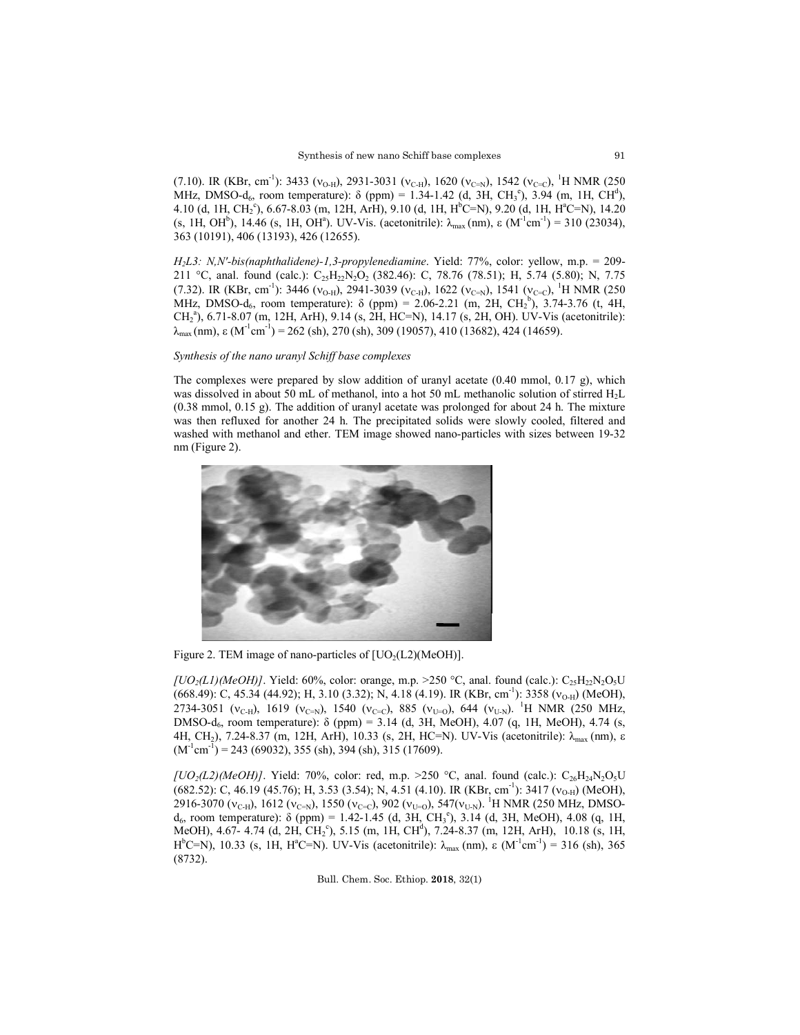(7.10). IR (KBr, $cm^{-1}$): 3433 ($\nu_{O-H}$), 2931-3031 ($\nu_{C-H}$), 1620 ($\nu_{C=N}$), 1542 ($\nu_{C=C}$), $^1$H NMR (250 MHz, DMSO-$d_6$, room temperature): δ (ppm) = 1.34-1.42 (d, 3H, $CH_3^e$), 3.94 (m, 1H, $CH^d$), 4.10 (d, 1H, $CH_2^c$), 6.67-8.03 (m, 12H, ArH), 9.10 (d, 1H, $H^bC$=N), 9.20 (d, 1H, $H^aC$=N), 14.20 (s, 1H, $OH^b$), 14.46 (s, 1H, $OH^a$). UV-Vis. (acetonitrile): $\lambda_{max}$ (nm), ε ($M^{-1}cm^{-1}$) = 310 (23034), 363 (10191), 406 (13193), 426 (12655).

*$H_2L3$: N,N'-bis(naphthalidene)-1,3-propylenediamine*. Yield: 77%, color: yellow, m.p. = 209-211 °C, anal. found (calc.): $C_{25}H_{22}N_2O_2$ (382.46): C, 78.76 (78.51); H, 5.74 (5.80); N, 7.75 (7.32). IR (KBr, $cm^{-1}$): 3446 ($\nu_{O-H}$), 2941-3039 ($\nu_{C-H}$), 1622 ($\nu_{C=N}$), 1541 ($\nu_{C=C}$), $^1$H NMR (250 MHz, DMSO-$d_6$, room temperature): δ (ppm) = 2.06-2.21 (m, 2H, $CH_2^b$), 3.74-3.76 (t, 4H, $CH_2^a$), 6.71-8.07 (m, 12H, ArH), 9.14 (s, 2H, HC=N), 14.17 (s, 2H, OH). UV-Vis (acetonitrile): $\lambda_{max}$ (nm), ε ($M^{-1}cm^{-1}$) = 262 (sh), 270 (sh), 309 (19057), 410 (13682), 424 (14659).

*Synthesis of the nano uranyl Schiff base complexes*

The complexes were prepared by slow addition of uranyl acetate (0.40 mmol, 0.17 g), which was dissolved in about 50 mL of methanol, into a hot 50 mL methanolic solution of stirred $H_2L$ (0.38 mmol, 0.15 g). The addition of uranyl acetate was prolonged for about 24 h. The mixture was then refluxed for another 24 h. The precipitated solids were slowly cooled, filtered and washed with methanol and ether. TEM image showed nano-particles with sizes between 19-32 nm (Figure 2).

Figure 2. TEM image of nano-particles of $[UO_2(L2)(MeOH)]$.

*$[UO_2(L1)(MeOH)]$*. Yield: 60%, color: orange, m.p. >250 °C, anal. found (calc.): $C_{25}H_{22}N_2O_5U$ (668.49): C, 45.34 (44.92); H, 3.10 (3.32); N, 4.18 (4.19). IR (KBr, $cm^{-1}$): 3358 ($\nu_{O-H}$) (MeOH), 2734-3051 ($\nu_{C-H}$), 1619 ($\nu_{C=N}$), 1540 ($\nu_{C=C}$), 885 ($\nu_{U=O}$), 644 ($\nu_{U-N}$). $^1$H NMR (250 MHz, DMSO-$d_6$, room temperature): δ (ppm) = 3.14 (d, 3H, MeOH), 4.07 (q, 1H, MeOH), 4.74 (s, 4H, $CH_2$), 7.24-8.37 (m, 12H, ArH), 10.33 (s, 2H, HC=N). UV-Vis (acetonitrile): $\lambda_{max}$ (nm), ε ($M^{-1}cm^{-1}$) = 243 (69032), 355 (sh), 394 (sh), 315 (17609).

*$[UO_2(L2)(MeOH)]$*. Yield: 70%, color: red, m.p. >250 °C, anal. found (calc.): $C_{26}H_{24}N_2O_5U$ (682.52): C, 46.19 (45.76); H, 3.53 (3.54); N, 4.51 (4.10). IR (KBr, $cm^{-1}$): 3417 ($\nu_{O-H}$) (MeOH), 2916-3070 ($\nu_{C-H}$), 1612 ($\nu_{C=N}$), 1550 ($\nu_{C=C}$), 902 ($\nu_{U=O}$), 547($\nu_{U-N}$). $^1$H NMR (250 MHz, DMSO-$d_6$, room temperature): δ (ppm) = 1.42-1.45 (d, 3H, $CH_3^e$), 3.14 (d, 3H, MeOH), 4.08 (q, 1H, MeOH), 4.67- 4.74 (d, 2H, $CH_2^c$), 5.15 (m, 1H, $CH^d$), 7.24-8.37 (m, 12H, ArH), 10.18 (s, 1H, $H^bC$=N), 10.33 (s, 1H, $H^aC$=N). UV-Vis (acetonitrile): $\lambda_{max}$ (nm), ε ($M^{-1}cm^{-1}$) = 316 (sh), 365 (8732).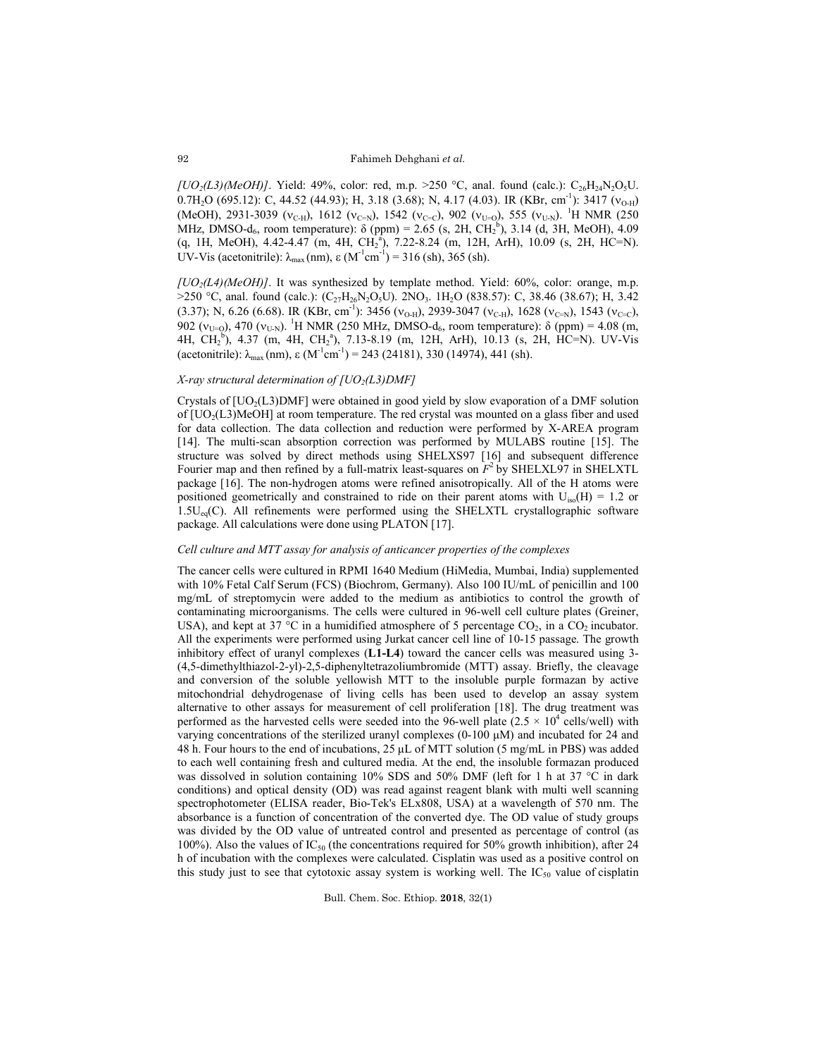*[$UO_2$(L3)(MeOH)]*. Yield: 49%, color: red, m.p. >250 °C, anal. found (calc.): $C_{26}H_{24}N_2O_5U$. $0.7H_2O$ (695.12): C, 44.52 (44.93); H, 3.18 (3.68); N, 4.17 (4.03). IR (KBr, $cm^{-1}$): 3417 ($\nu_{O-H}$) (MeOH), 2931-3039 ($\nu_{C-H}$), 1612 ($\nu_{C=N}$), 1542 ($\nu_{C=C}$), 902 ($\nu_{U=O}$), 555 ($\nu_{U-N}$). $^1$H NMR (250 MHz, DMSO-$d_6$, room temperature): δ (ppm) = 2.65 (s, 2H, $CH_2^b$), 3.14 (d, 3H, MeOH), 4.09 (q, 1H, MeOH), 4.42-4.47 (m, 4H, $CH_2^a$), 7.22-8.24 (m, 12H, ArH), 10.09 (s, 2H, HC=N). UV-Vis (acetonitrile): $\lambda_{max}$ (nm), ε ($M^{-1}cm^{-1}$) = 316 (sh), 365 (sh).

*[$UO_2$(L4)(MeOH)]*. It was synthesized by template method. Yield: 60%, color: orange, m.p. >250 °C, anal. found (calc.): ($C_{27}H_{26}N_2O_5U$). $2NO_3$. $1H_2O$ (838.57): C, 38.46 (38.67); H, 3.42 (3.37); N, 6.26 (6.68). IR (KBr, $cm^{-1}$): 3456 ($\nu_{O-H}$), 2939-3047 ($\nu_{C-H}$), 1628 ($\nu_{C=N}$), 1543 ($\nu_{C=C}$), 902 ($\nu_{U=O}$), 470 ($\nu_{U-N}$). $^1$H NMR (250 MHz, DMSO-$d_6$, room temperature): δ (ppm) = 4.08 (m, 4H, $CH_2^b$), 4.37 (m, 4H, $CH_2^a$), 7.13-8.19 (m, 12H, ArH), 10.13 (s, 2H, HC=N). UV-Vis (acetonitrile): $\lambda_{max}$ (nm), ε ($M^{-1}cm^{-1}$) = 243 (24181), 330 (14974), 441 (sh).

*X-ray structural determination of [$UO_2$(L3)DMF]*

Crystals of [$UO_2$(L3)DMF] were obtained in good yield by slow evaporation of a DMF solution of [$UO_2$(L3)MeOH] at room temperature. The red crystal was mounted on a glass fiber and used for data collection. The data collection and reduction were performed by X-AREA program [14]. The multi-scan absorption correction was performed by MULABS routine [15]. The structure was solved by direct methods using SHELXS97 [16] and subsequent difference Fourier map and then refined by a full-matrix least-squares on $F^2$ by SHELXL97 in SHELXTL package [16]. The non-hydrogen atoms were refined anisotropically. All of the H atoms were positioned geometrically and constrained to ride on their parent atoms with $U_{iso}$(H) = 1.2 or $1.5U_{eq}$(C). All refinements were performed using the SHELXTL crystallographic software package. All calculations were done using PLATON [17].

*Cell culture and MTT assay for analysis of anticancer properties of the complexes*

The cancer cells were cultured in RPMI 1640 Medium (HiMedia, Mumbai, India) supplemented with 10% Fetal Calf Serum (FCS) (Biochrom, Germany). Also 100 IU/mL of penicillin and 100 mg/mL of streptomycin were added to the medium as antibiotics to control the growth of contaminating microorganisms. The cells were cultured in 96-well cell culture plates (Greiner, USA), and kept at 37 °C in a humidified atmosphere of 5 percentage $CO_2$, in a $CO_2$ incubator. All the experiments were performed using Jurkat cancer cell line of 10-15 passage. The growth inhibitory effect of uranyl complexes (**L1-L4**) toward the cancer cells was measured using 3-(4,5-dimethylthiazol-2-yl)-2,5-diphenyltetrazoliumbromide (MTT) assay. Briefly, the cleavage and conversion of the soluble yellowish MTT to the insoluble purple formazan by active mitochondrial dehydrogenase of living cells has been used to develop an assay system alternative to other assays for measurement of cell proliferation [18]. The drug treatment was performed as the harvested cells were seeded into the 96-well plate ($2.5 \times 10^4$ cells/well) with varying concentrations of the sterilized uranyl complexes (0-100 μM) and incubated for 24 and 48 h. Four hours to the end of incubations, 25 μL of MTT solution (5 mg/mL in PBS) was added to each well containing fresh and cultured media. At the end, the insoluble formazan produced was dissolved in solution containing 10% SDS and 50% DMF (left for 1 h at 37 °C in dark conditions) and optical density (OD) was read against reagent blank with multi well scanning spectrophotometer (ELISA reader, Bio-Tek's ELx808, USA) at a wavelength of 570 nm. The absorbance is a function of concentration of the converted dye. The OD value of study groups was divided by the OD value of untreated control and presented as percentage of control (as 100%). Also the values of $IC_{50}$ (the concentrations required for 50% growth inhibition), after 24 h of incubation with the complexes were calculated. Cisplatin was used as a positive control on this study just to see that cytotoxic assay system is working well. The $IC_{50}$ value of cisplatin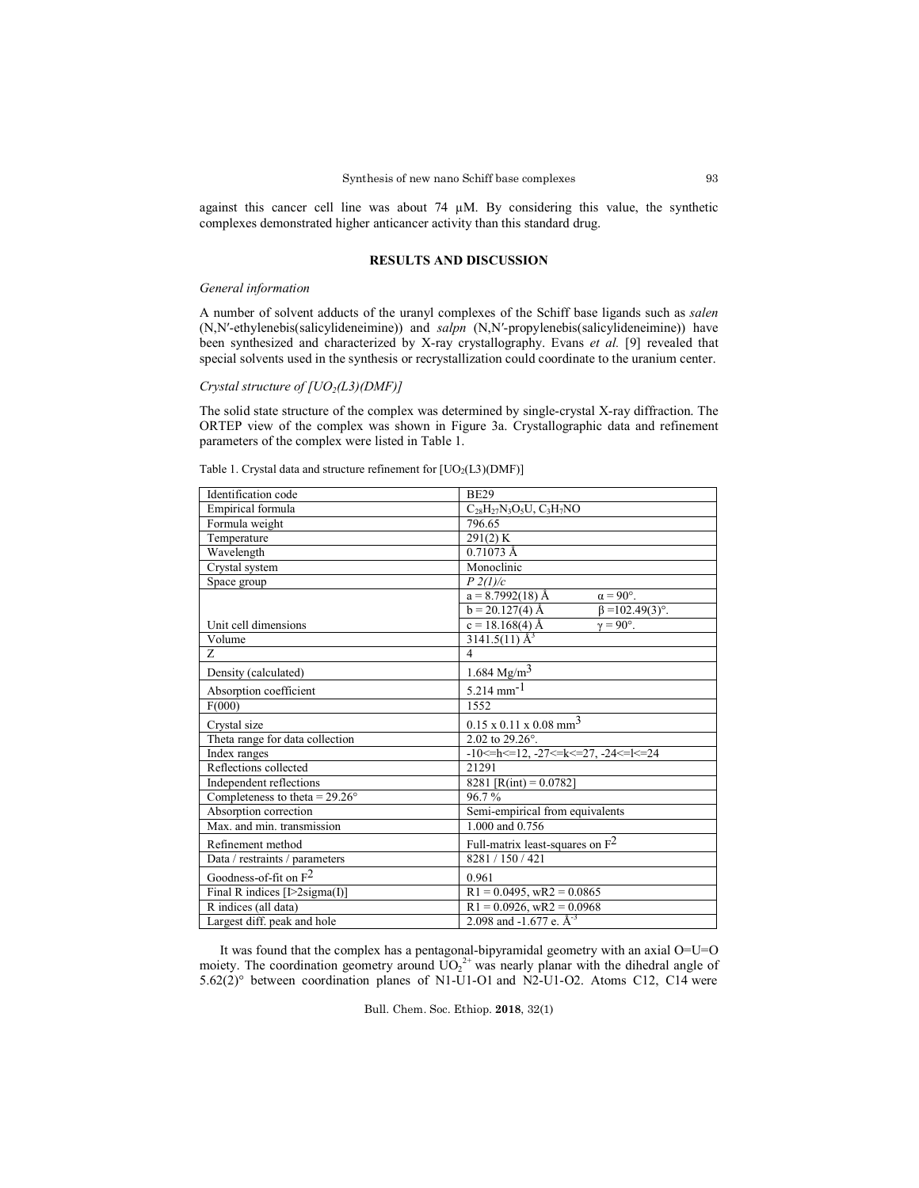against this cancer cell line was about 74 μM. By considering this value, the synthetic complexes demonstrated higher anticancer activity than this standard drug.

## RESULTS AND DISCUSSION

### *General information*

A number of solvent adducts of the uranyl complexes of the Schiff base ligands such as *salen* (N,N′-ethylenebis(salicylideneimine)) and *salpn* (N,N′-propylenebis(salicylideneimine)) have been synthesized and characterized by X-ray crystallography. Evans *et al.* [9] revealed that special solvents used in the synthesis or recrystallization could coordinate to the uranium center.

### *Crystal structure of [$UO_2$(L3)(DMF)]*

The solid state structure of the complex was determined by single-crystal X-ray diffraction. The ORTEP view of the complex was shown in Figure 3a. Crystallographic data and refinement parameters of the complex were listed in Table 1.

Table 1. Crystal data and structure refinement for [$UO_2$(L3)(DMF)]

| | | |
|---|---|---|
| Identification code | BE29 | |
| Empirical formula | $C_{28}H_{27}N_3O_5U$, $C_3H_7NO$ | |
| Formula weight | 796.65 | |
| Temperature | 291(2) K | |
| Wavelength | 0.71073 Å | |
| Crystal system | Monoclinic | |
| Space group | *P 2(1)/c* | |
| Unit cell dimensions | a = 8.7992(18) Å | α = 90°. |
| | b = 20.127(4) Å | β =102.49(3)°. |
| | c = 18.168(4) Å | γ = 90°. |
| Volume | 3141.5(11) $Å^3$ | |
| Z | 4 | |
| Density (calculated) | 1.684 $Mg/m^3$ | |
| Absorption coefficient | 5.214 $mm^{-1}$ | |
| F(000) | 1552 | |
| Crystal size | 0.15 x 0.11 x 0.08 $mm^3$ | |
| Theta range for data collection | 2.02 to 29.26°. | |
| Index ranges | -10<=h<=12, -27<=k<=27, -24<=l<=24 | |
| Reflections collected | 21291 | |
| Independent reflections | 8281 [R(int) = 0.0782] | |
| Completeness to theta = 29.26° | 96.7 % | |
| Absorption correction | Semi-empirical from equivalents | |
| Max. and min. transmission | 1.000 and 0.756 | |
| Refinement method | Full-matrix least-squares on $F^2$ | |
| Data / restraints / parameters | 8281 / 150 / 421 | |
| Goodness-of-fit on $F^2$ | 0.961 | |
| Final R indices [I>2sigma(I)] | R1 = 0.0495, wR2 = 0.0865 | |
| R indices (all data) | R1 = 0.0926, wR2 = 0.0968 | |
| Largest diff. peak and hole | 2.098 and -1.677 e. $Å^{-3}$ | |

It was found that the complex has a pentagonal-bipyramidal geometry with an axial O=U=O moiety. The coordination geometry around $UO_2^{2+}$ was nearly planar with the dihedral angle of 5.62(2)° between coordination planes of N1-U1-O1 and N2-U1-O2. Atoms C12, C14 were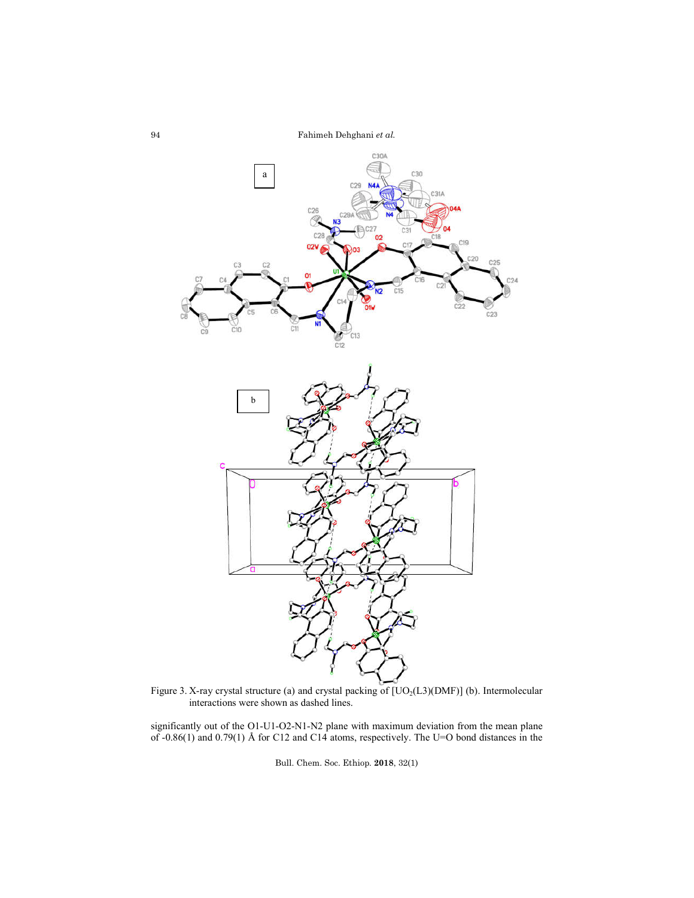Figure 3. X-ray crystal structure (a) and crystal packing of $[UO_2(L3)(DMF)]$ (b). Intermolecular interactions were shown as dashed lines.

significantly out of the O1-U1-O2-N1-N2 plane with maximum deviation from the mean plane of -0.86(1) and 0.79(1) Å for C12 and C14 atoms, respectively. The U=O bond distances in the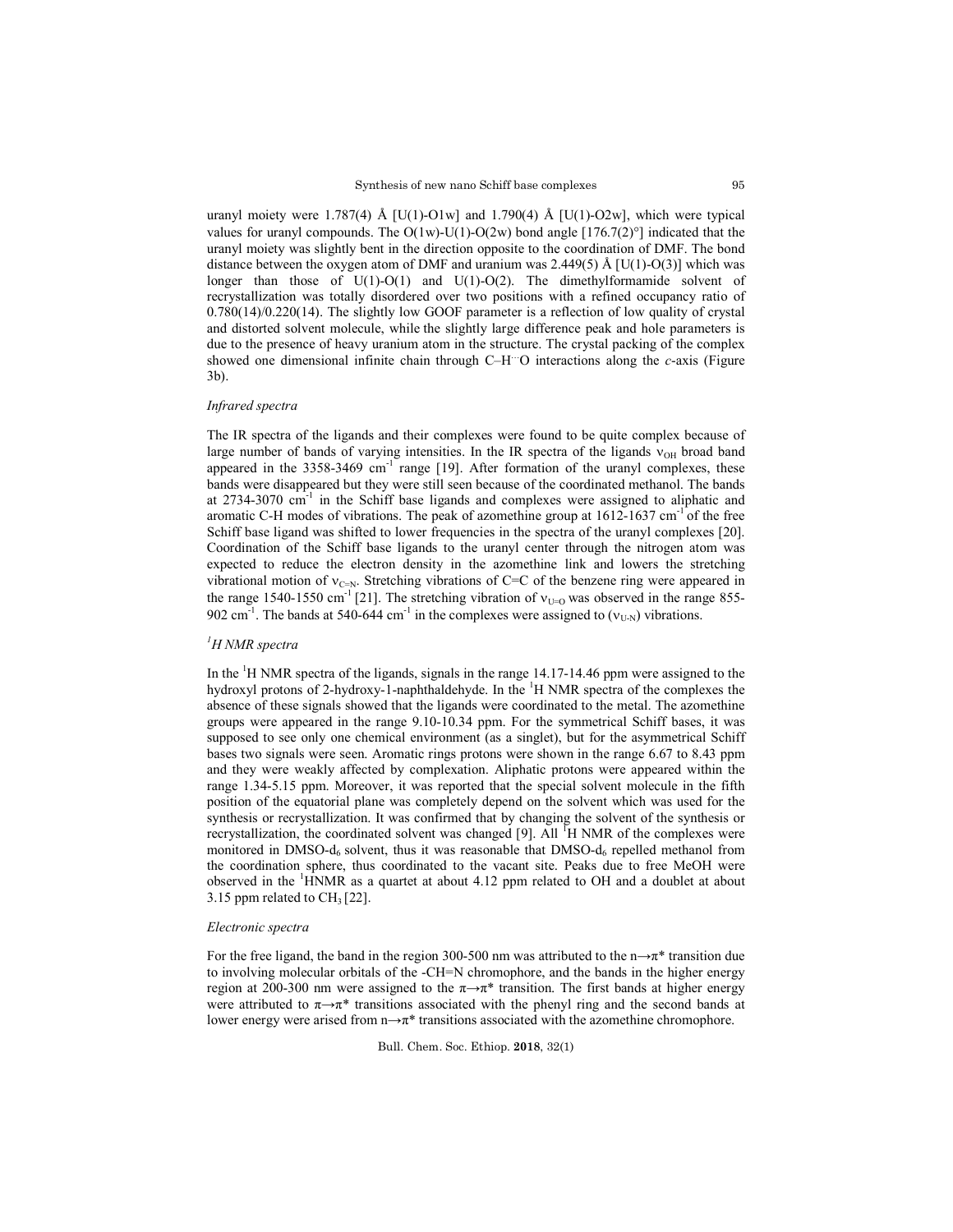uranyl moiety were 1.787(4) Å [U(1)-O1w] and 1.790(4) Å [U(1)-O2w], which were typical values for uranyl compounds. The O(1w)-U(1)-O(2w) bond angle [176.7(2)°] indicated that the uranyl moiety was slightly bent in the direction opposite to the coordination of DMF. The bond distance between the oxygen atom of DMF and uranium was 2.449(5) Å [U(1)-O(3)] which was longer than those of U(1)-O(1) and U(1)-O(2). The dimethylformamide solvent of recrystallization was totally disordered over two positions with a refined occupancy ratio of 0.780(14)/0.220(14). The slightly low GOOF parameter is a reflection of low quality of crystal and distorted solvent molecule, while the slightly large difference peak and hole parameters is due to the presence of heavy uranium atom in the structure. The crystal packing of the complex showed one dimensional infinite chain through C–H···O interactions along the *c*-axis (Figure 3b).

### *Infrared spectra*

The IR spectra of the ligands and their complexes were found to be quite complex because of large number of bands of varying intensities. In the IR spectra of the ligands $\nu_{OH}$ broad band appeared in the 3358-3469 $cm^{-1}$ range [19]. After formation of the uranyl complexes, these bands were disappeared but they were still seen because of the coordinated methanol. The bands at 2734-3070 $cm^{-1}$ in the Schiff base ligands and complexes were assigned to aliphatic and aromatic C-H modes of vibrations. The peak of azomethine group at 1612-1637 $cm^{-1}$ of the free Schiff base ligand was shifted to lower frequencies in the spectra of the uranyl complexes [20]. Coordination of the Schiff base ligands to the uranyl center through the nitrogen atom was expected to reduce the electron density in the azomethine link and lowers the stretching vibrational motion of $\nu_{C=N}$. Stretching vibrations of C=C of the benzene ring were appeared in the range 1540-1550 $cm^{-1}$ [21]. The stretching vibration of $\nu_{U=O}$ was observed in the range 855-902 $cm^{-1}$. The bands at 540-644 $cm^{-1}$ in the complexes were assigned to ($\nu_{U-N}$) vibrations.

### *$^{1}H$ NMR spectra*

In the $^{1}H$ NMR spectra of the ligands, signals in the range 14.17-14.46 ppm were assigned to the hydroxyl protons of 2-hydroxy-1-naphthaldehyde. In the $^{1}H$ NMR spectra of the complexes the absence of these signals showed that the ligands were coordinated to the metal. The azomethine groups were appeared in the range 9.10-10.34 ppm. For the symmetrical Schiff bases, it was supposed to see only one chemical environment (as a singlet), but for the asymmetrical Schiff bases two signals were seen. Aromatic rings protons were shown in the range 6.67 to 8.43 ppm and they were weakly affected by complexation. Aliphatic protons were appeared within the range 1.34-5.15 ppm. Moreover, it was reported that the special solvent molecule in the fifth position of the equatorial plane was completely depend on the solvent which was used for the synthesis or recrystallization. It was confirmed that by changing the solvent of the synthesis or recrystallization, the coordinated solvent was changed [9]. All $^{1}H$ NMR of the complexes were monitored in DMSO-$d_6$ solvent, thus it was reasonable that DMSO-$d_6$ repelled methanol from the coordination sphere, thus coordinated to the vacant site. Peaks due to free MeOH were observed in the $^{1}$HNMR as a quartet at about 4.12 ppm related to OH and a doublet at about 3.15 ppm related to $CH_3$ [22].

### *Electronic spectra*

For the free ligand, the band in the region 300-500 nm was attributed to the n→π* transition due to involving molecular orbitals of the -CH=N chromophore, and the bands in the higher energy region at 200-300 nm were assigned to the π→π* transition. The first bands at higher energy were attributed to π→π* transitions associated with the phenyl ring and the second bands at lower energy were arised from n→π* transitions associated with the azomethine chromophore.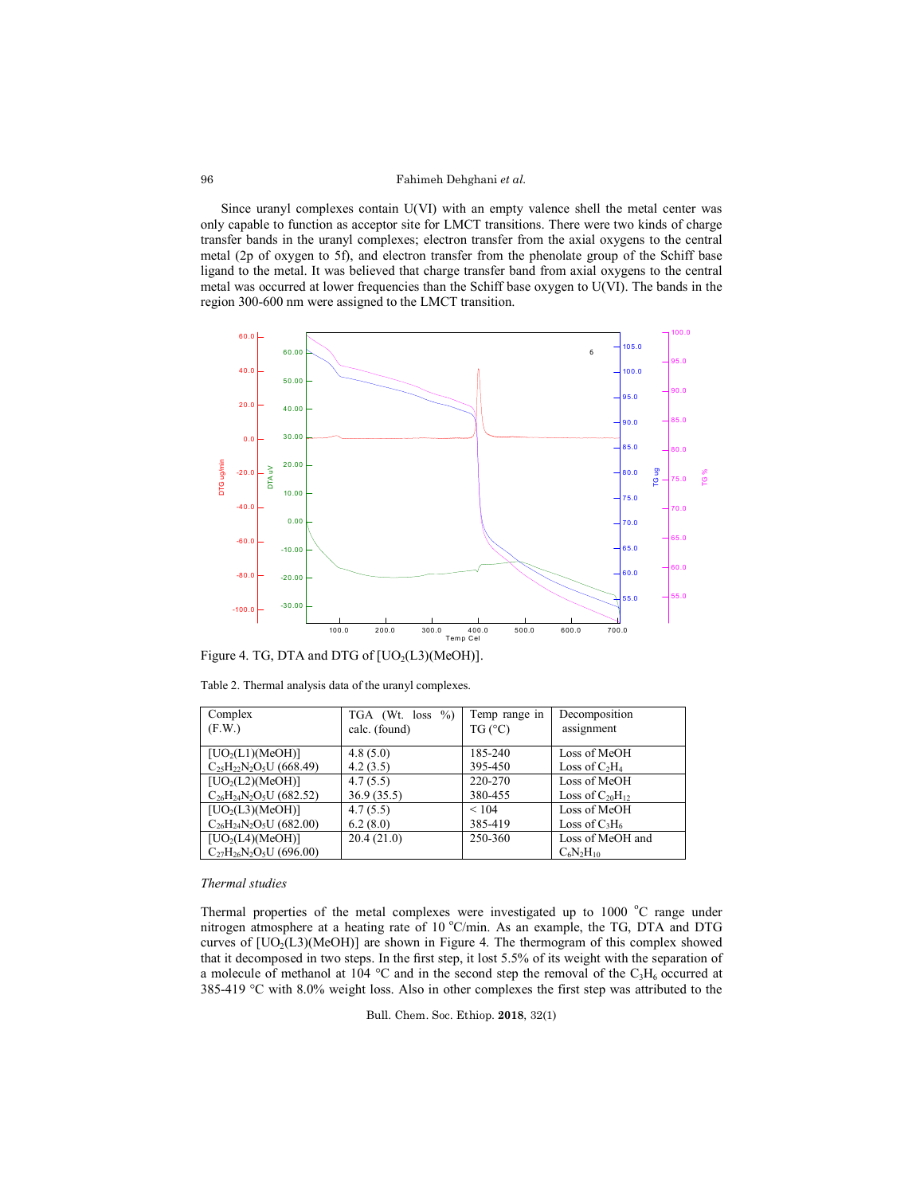Since uranyl complexes contain U(VI) with an empty valence shell the metal center was only capable to function as acceptor site for LMCT transitions. There were two kinds of charge transfer bands in the uranyl complexes; electron transfer from the axial oxygens to the central metal (2p of oxygen to 5f), and electron transfer from the phenolate group of the Schiff base ligand to the metal. It was believed that charge transfer band from axial oxygens to the central metal was occurred at lower frequencies than the Schiff base oxygen to U(VI). The bands in the region 300-600 nm were assigned to the LMCT transition.

Figure 4. TG, DTA and DTG of $[UO_2(L3)(MeOH)]$.

Table 2. Thermal analysis data of the uranyl complexes.

| Complex (F.W.) | TGA (Wt. loss %) calc. (found) | Temp range in TG (°C) | Decomposition assignment |
|---|---|---|---|
| $[UO_2(L1)(MeOH)]$ $C_{25}H_{22}N_2O_5U$ (668.49) | 4.8 (5.0) 4.2 (3.5) | 185-240 395-450 | Loss of MeOH Loss of $C_2H_4$ |
| $[UO_2(L2)(MeOH)]$ $C_{26}H_{24}N_2O_5U$ (682.52) | 4.7 (5.5) 36.9 (35.5) | 220-270 380-455 | Loss of MeOH Loss of $C_{20}H_{12}$ |
| $[UO_2(L3)(MeOH)]$ $C_{26}H_{24}N_2O_5U$ (682.00) | 4.7 (5.5) 6.2 (8.0) | < 104 385-419 | Loss of MeOH Loss of $C_3H_6$ |
| $[UO_2(L4)(MeOH)]$ $C_{27}H_{26}N_2O_5U$ (696.00) | 20.4 (21.0) | 250-360 | Loss of MeOH and $C_6N_2H_{10}$ |

*Thermal studies*

Thermal properties of the metal complexes were investigated up to 1000 °C range under nitrogen atmosphere at a heating rate of 10 °C/min. As an example, the TG, DTA and DTG curves of $[UO_2(L3)(MeOH)]$ are shown in Figure 4. The thermogram of this complex showed that it decomposed in two steps. In the first step, it lost 5.5% of its weight with the separation of a molecule of methanol at 104 °C and in the second step the removal of the $C_3H_6$ occurred at 385-419 °C with 8.0% weight loss. Also in other complexes the first step was attributed to the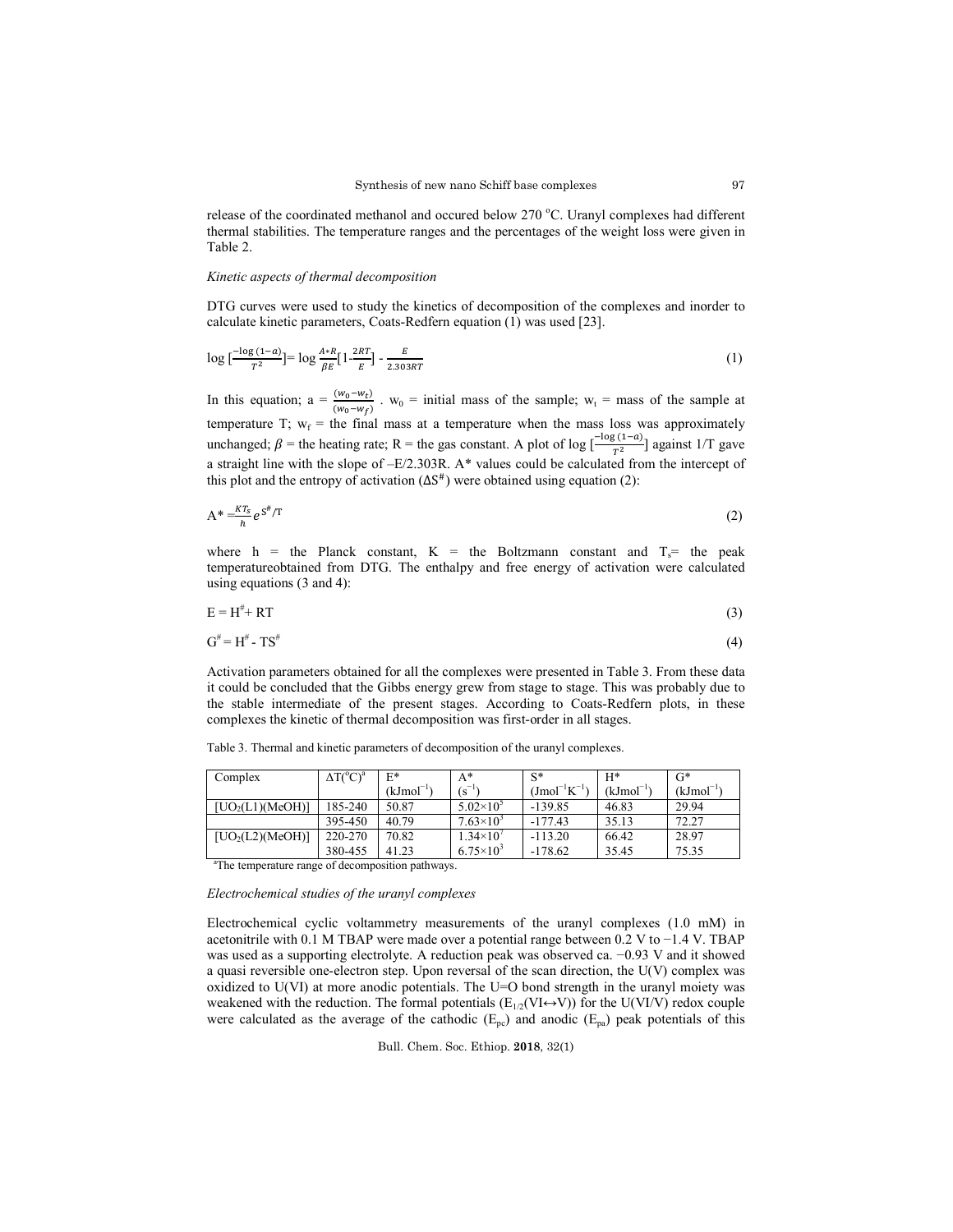release of the coordinated methanol and occured below 270 °C. Uranyl complexes had different thermal stabilities. The temperature ranges and the percentages of the weight loss were given in Table 2.

*Kinetic aspects of thermal decomposition*

DTG curves were used to study the kinetics of decomposition of the complexes and inorder to calculate kinetic parameters, Coats-Redfern equation (1) was used [23].

$$\log \left[\frac{-\log(1-a)}{T^2}\right] = \log \frac{A*R}{\beta E}\left[1-\frac{2RT}{E}\right] - \frac{E}{2.303RT} \tag{1}$$

In this equation; $a = \frac{(w_0 - w_t)}{(w_0 - w_f)}$ . $w_0$ = initial mass of the sample; $w_t$ = mass of the sample at temperature T; $w_f$ = the final mass at a temperature when the mass loss was approximately unchanged; $\beta$ = the heating rate; R = the gas constant. A plot of $\log \left[\frac{-\log(1-a)}{T^2}\right]$ against 1/T gave a straight line with the slope of $-E/2.303R$. A* values could be calculated from the intercept of this plot and the entropy of activation ($\Delta S^{\#}$) were obtained using equation (2):

$$A^* = \frac{KT_s}{h} e^{S^{\#}/T} \tag{2}$$

where h = the Planck constant, K = the Boltzmann constant and $T_s$= the peak temperatureobtained from DTG. The enthalpy and free energy of activation were calculated using equations (3 and 4):

$$E = H^{\#} + RT \tag{3}$$

$$G^{\#} = H^{\#} - TS^{\#} \tag{4}$$

Activation parameters obtained for all the complexes were presented in Table 3. From these data it could be concluded that the Gibbs energy grew from stage to stage. This was probably due to the stable intermediate of the present stages. According to Coats-Redfern plots, in these complexes the kinetic of thermal decomposition was first-order in all stages.

Table 3. Thermal and kinetic parameters of decomposition of the uranyl complexes.

| Complex | $\Delta T$(°C)[a] | E* (kJmol$^{-1}$) | A* (s$^{-1}$) | S* (Jmol$^{-1}$K$^{-1}$) | H* (kJmol$^{-1}$) | G* (kJmol$^{-1}$) |
|---|---|---|---|---|---|---|
| $[UO_2(L1)(MeOH)]$ | 185-240 | 50.87 | $5.02\times10^5$ | -139.85 | 46.83 | 29.94 |
| | 395-450 | 40.79 | $7.63\times10^3$ | -177.43 | 35.13 | 72.27 |
| $[UO_2(L2)(MeOH)]$ | 220-270 | 70.82 | $1.34\times10^7$ | -113.20 | 66.42 | 28.97 |
| | 380-455 | 41.23 | $6.75\times10^3$ | -178.62 | 35.45 | 75.35 |

[a]The temperature range of decomposition pathways.

*Electrochemical studies of the uranyl complexes*

Electrochemical cyclic voltammetry measurements of the uranyl complexes (1.0 mM) in acetonitrile with 0.1 M TBAP were made over a potential range between 0.2 V to −1.4 V. TBAP was used as a supporting electrolyte. A reduction peak was observed ca. −0.93 V and it showed a quasi reversible one-electron step. Upon reversal of the scan direction, the U(V) complex was oxidized to U(VI) at more anodic potentials. The U=O bond strength in the uranyl moiety was weakened with the reduction. The formal potentials ($E_{1/2}$(VI↔V)) for the U(VI/V) redox couple were calculated as the average of the cathodic ($E_{pc}$) and anodic ($E_{pa}$) peak potentials of this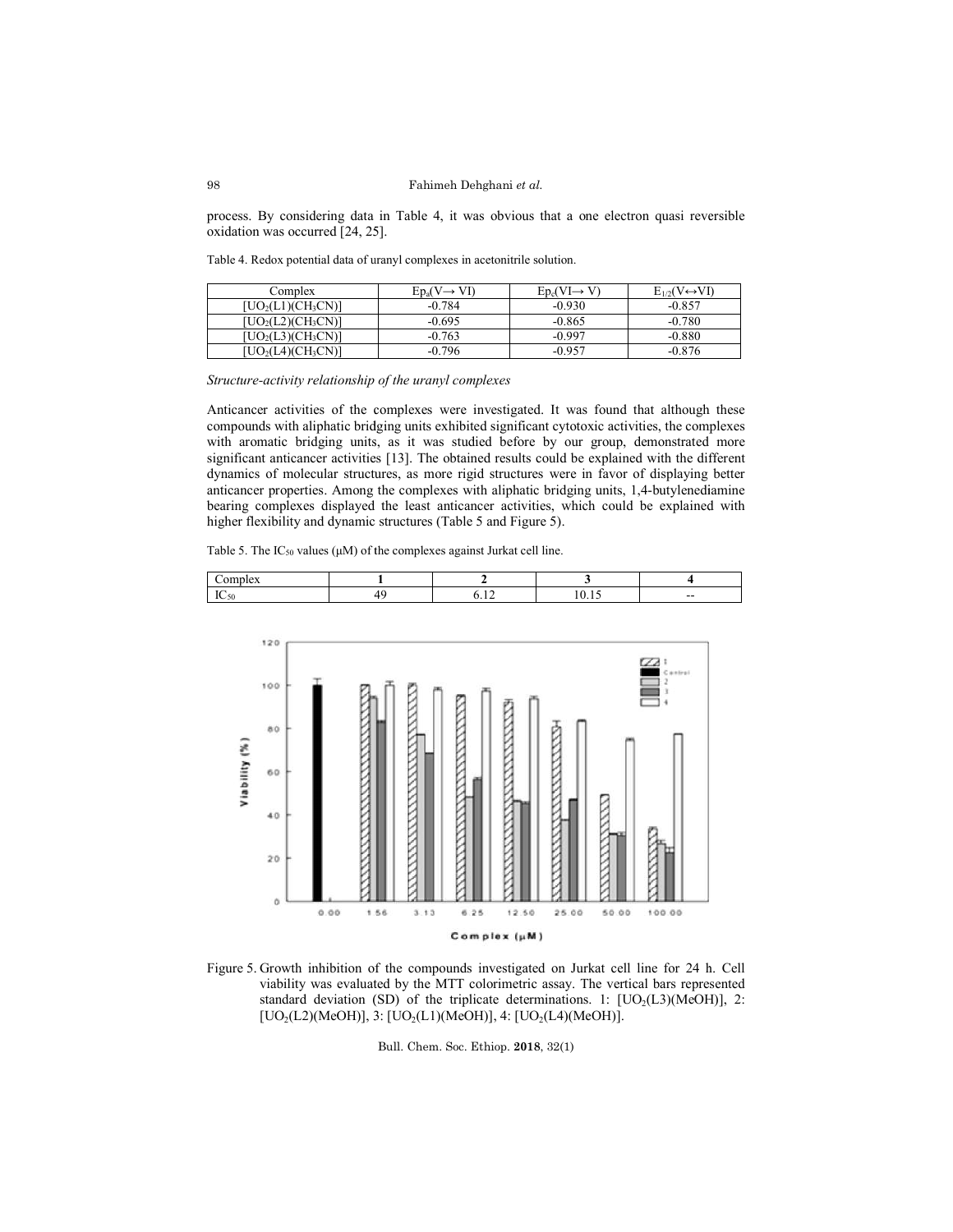process. By considering data in Table 4, it was obvious that a one electron quasi reversible oxidation was occurred [24, 25].

Table 4. Redox potential data of uranyl complexes in acetonitrile solution.

| Complex | $Ep_a(V\rightarrow VI)$ | $Ep_c(VI\rightarrow V)$ | $E_{1/2}(V\leftrightarrow VI)$ |
|---|---|---|---|
| $[UO_2(L1)(CH_3CN)]$ | -0.784 | -0.930 | -0.857 |
| $[UO_2(L2)(CH_3CN)]$ | -0.695 | -0.865 | -0.780 |
| $[UO_2(L3)(CH_3CN)]$ | -0.763 | -0.997 | -0.880 |
| $[UO_2(L4)(CH_3CN)]$ | -0.796 | -0.957 | -0.876 |

*Structure-activity relationship of the uranyl complexes*

Anticancer activities of the complexes were investigated. It was found that although these compounds with aliphatic bridging units exhibited significant cytotoxic activities, the complexes with aromatic bridging units, as it was studied before by our group, demonstrated more significant anticancer activities [13]. The obtained results could be explained with the different dynamics of molecular structures, as more rigid structures were in favor of displaying better anticancer properties. Among the complexes with aliphatic bridging units, 1,4-butylenediamine bearing complexes displayed the least anticancer activities, which could be explained with higher flexibility and dynamic structures (Table 5 and Figure 5).

Table 5. The $IC_{50}$ values (μM) of the complexes against Jurkat cell line.

| Complex | **1** | **2** | **3** | **4** |
|---|---|---|---|---|
| $IC_{50}$ | 49 | 6.12 | 10.15 | -- |

Figure 5. Growth inhibition of the compounds investigated on Jurkat cell line for 24 h. Cell viability was evaluated by the MTT colorimetric assay. The vertical bars represented standard deviation (SD) of the triplicate determinations. 1: $[UO_2(L3)(MeOH)]$, 2: $[UO_2(L2)(MeOH)]$, 3: $[UO_2(L1)(MeOH)]$, 4: $[UO_2(L4)(MeOH)]$.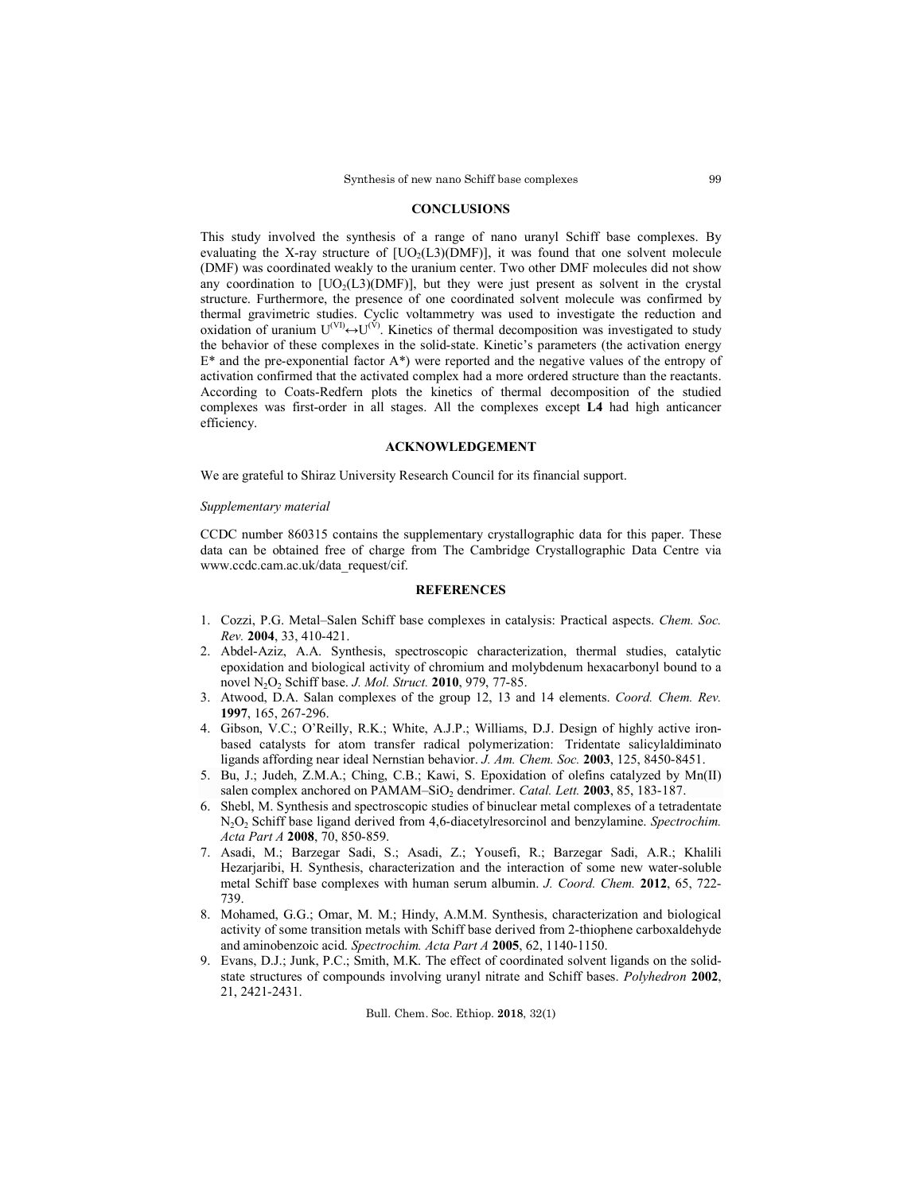## CONCLUSIONS

This study involved the synthesis of a range of nano uranyl Schiff base complexes. By evaluating the X-ray structure of $[UO_2(L3)(DMF)]$, it was found that one solvent molecule (DMF) was coordinated weakly to the uranium center. Two other DMF molecules did not show any coordination to $[UO_2(L3)(DMF)]$, but they were just present as solvent in the crystal structure. Furthermore, the presence of one coordinated solvent molecule was confirmed by thermal gravimetric studies. Cyclic voltammetry was used to investigate the reduction and oxidation of uranium $U^{(VI)} \leftrightarrow U^{(V)}$. Kinetics of thermal decomposition was investigated to study the behavior of these complexes in the solid-state. Kinetic's parameters (the activation energy $E^*$ and the pre-exponential factor $A^*$) were reported and the negative values of the entropy of activation confirmed that the activated complex had a more ordered structure than the reactants. According to Coats-Redfern plots the kinetics of thermal decomposition of the studied complexes was first-order in all stages. All the complexes except **L4** had high anticancer efficiency.

## ACKNOWLEDGEMENT

We are grateful to Shiraz University Research Council for its financial support.

*Supplementary material*

CCDC number 860315 contains the supplementary crystallographic data for this paper. These data can be obtained free of charge from The Cambridge Crystallographic Data Centre via www.ccdc.cam.ac.uk/data_request/cif.

## REFERENCES

1. Cozzi, P.G. Metal–Salen Schiff base complexes in catalysis: Practical aspects. *Chem. Soc. Rev.* **2004**, 33, 410-421.
2. Abdel-Aziz, A.A. Synthesis, spectroscopic characterization, thermal studies, catalytic epoxidation and biological activity of chromium and molybdenum hexacarbonyl bound to a novel $N_2O_2$ Schiff base. *J. Mol. Struct.* **2010**, 979, 77-85.
3. Atwood, D.A. Salan complexes of the group 12, 13 and 14 elements. *Coord. Chem. Rev.* **1997**, 165, 267-296.
4. Gibson, V.C.; O'Reilly, R.K.; White, A.J.P.; Williams, D.J. Design of highly active iron-based catalysts for atom transfer radical polymerization: Tridentate salicylaldiminato ligands affording near ideal Nernstian behavior. *J. Am. Chem. Soc.* **2003**, 125, 8450-8451.
5. Bu, J.; Judeh, Z.M.A.; Ching, C.B.; Kawi, S. Epoxidation of olefins catalyzed by Mn(II) salen complex anchored on PAMAM–$SiO_2$ dendrimer. *Catal. Lett.* **2003**, 85, 183-187.
6. Shebl, M. Synthesis and spectroscopic studies of binuclear metal complexes of a tetradentate $N_2O_2$ Schiff base ligand derived from 4,6-diacetylresorcinol and benzylamine. *Spectrochim. Acta Part A* **2008**, 70, 850-859.
7. Asadi, M.; Barzegar Sadi, S.; Asadi, Z.; Yousefi, R.; Barzegar Sadi, A.R.; Khalili Hezarjaribi, H. Synthesis, characterization and the interaction of some new water-soluble metal Schiff base complexes with human serum albumin. *J. Coord. Chem.* **2012**, 65, 722-739.
8. Mohamed, G.G.; Omar, M. M.; Hindy, A.M.M. Synthesis, characterization and biological activity of some transition metals with Schiff base derived from 2-thiophene carboxaldehyde and aminobenzoic acid. *Spectrochim. Acta Part A* **2005**, 62, 1140-1150.
9. Evans, D.J.; Junk, P.C.; Smith, M.K. The effect of coordinated solvent ligands on the solid-state structures of compounds involving uranyl nitrate and Schiff bases. *Polyhedron* **2002**, 21, 2421-2431.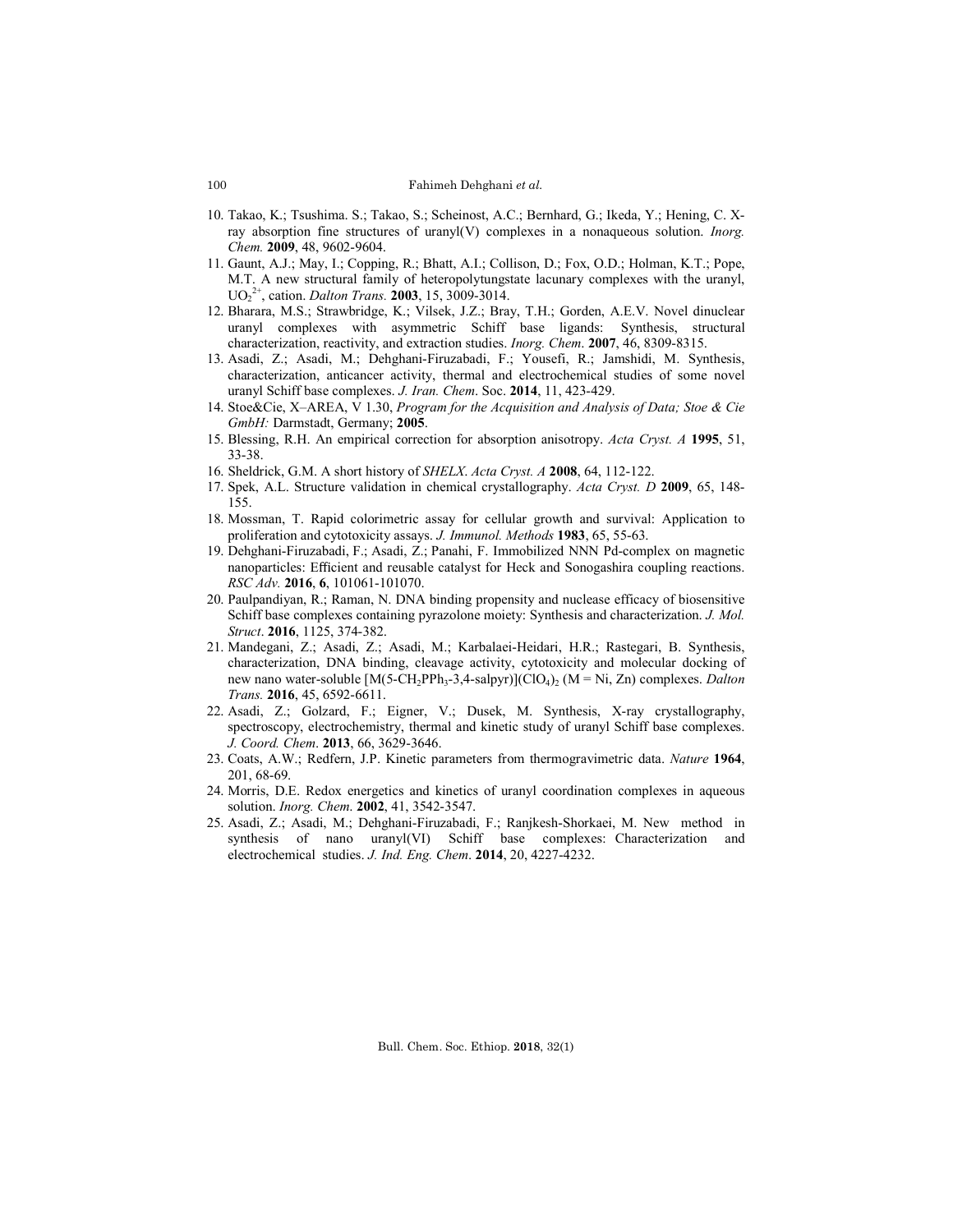10. Takao, K.; Tsushima. S.; Takao, S.; Scheinost, A.C.; Bernhard, G.; Ikeda, Y.; Hening, C. X-ray absorption fine structures of uranyl(V) complexes in a nonaqueous solution. *Inorg. Chem.* **2009**, 48, 9602-9604.
11. Gaunt, A.J.; May, I.; Copping, R.; Bhatt, A.I.; Collison, D.; Fox, O.D.; Holman, K.T.; Pope, M.T. A new structural family of heteropolytungstate lacunary complexes with the uranyl, $UO_2^{2+}$, cation. *Dalton Trans.* **2003**, 15, 3009-3014.
12. Bharara, M.S.; Strawbridge, K.; Vilsek, J.Z.; Bray, T.H.; Gorden, A.E.V. Novel dinuclear uranyl complexes with asymmetric Schiff base ligands: Synthesis, structural characterization, reactivity, and extraction studies. *Inorg. Chem*. **2007**, 46, 8309-8315.
13. Asadi, Z.; Asadi, M.; Dehghani-Firuzabadi, F.; Yousefi, R.; Jamshidi, M. Synthesis, characterization, anticancer activity, thermal and electrochemical studies of some novel uranyl Schiff base complexes. *J. Iran. Chem*. Soc. **2014**, 11, 423-429.
14. Stoe&Cie, X–AREA, V 1.30, *Program for the Acquisition and Analysis of Data; Stoe & Cie GmbH:* Darmstadt, Germany; **2005**.
15. Blessing, R.H. An empirical correction for absorption anisotropy. *Acta Cryst. A* **1995**, 51, 33-38.
16. Sheldrick, G.M. A short history of *SHELX*. *Acta Cryst. A* **2008**, 64, 112-122.
17. Spek, A.L. Structure validation in chemical crystallography. *Acta Cryst. D* **2009**, 65, 148-155.
18. Mossman, T. Rapid colorimetric assay for cellular growth and survival: Application to proliferation and cytotoxicity assays. *J. Immunol. Methods* **1983**, 65, 55-63.
19. Dehghani-Firuzabadi, F.; Asadi, Z.; Panahi, F. Immobilized NNN Pd-complex on magnetic nanoparticles: Efficient and reusable catalyst for Heck and Sonogashira coupling reactions. *RSC Adv.* **2016**, **6**, 101061-101070.
20. Paulpandiyan, R.; Raman, N. DNA binding propensity and nuclease efficacy of biosensitive Schiff base complexes containing pyrazolone moiety: Synthesis and characterization. *J. Mol. Struct*. **2016**, 1125, 374-382.
21. Mandegani, Z.; Asadi, Z.; Asadi, M.; Karbalaei-Heidari, H.R.; Rastegari, B. Synthesis, characterization, DNA binding, cleavage activity, cytotoxicity and molecular docking of new nano water-soluble $[M(5\text{-}CH_2PPh_3\text{-}3,4\text{-salpyr})](ClO_4)_2$ (M = Ni, Zn) complexes. *Dalton Trans.* **2016**, 45, 6592-6611.
22. Asadi, Z.; Golzard, F.; Eigner, V.; Dusek, M. Synthesis, X-ray crystallography, spectroscopy, electrochemistry, thermal and kinetic study of uranyl Schiff base complexes. *J. Coord. Chem*. **2013**, 66, 3629-3646.
23. Coats, A.W.; Redfern, J.P. Kinetic parameters from thermogravimetric data. *Nature* **1964**, 201, 68-69.
24. Morris, D.E. Redox energetics and kinetics of uranyl coordination complexes in aqueous solution. *Inorg. Chem.* **2002**, 41, 3542-3547.
25. Asadi, Z.; Asadi, M.; Dehghani-Firuzabadi, F.; Ranjkesh-Shorkaei, M. New method in synthesis of nano uranyl(VI) Schiff base complexes: Characterization and electrochemical studies. *J. Ind. Eng. Chem*. **2014**, 20, 4227-4232.